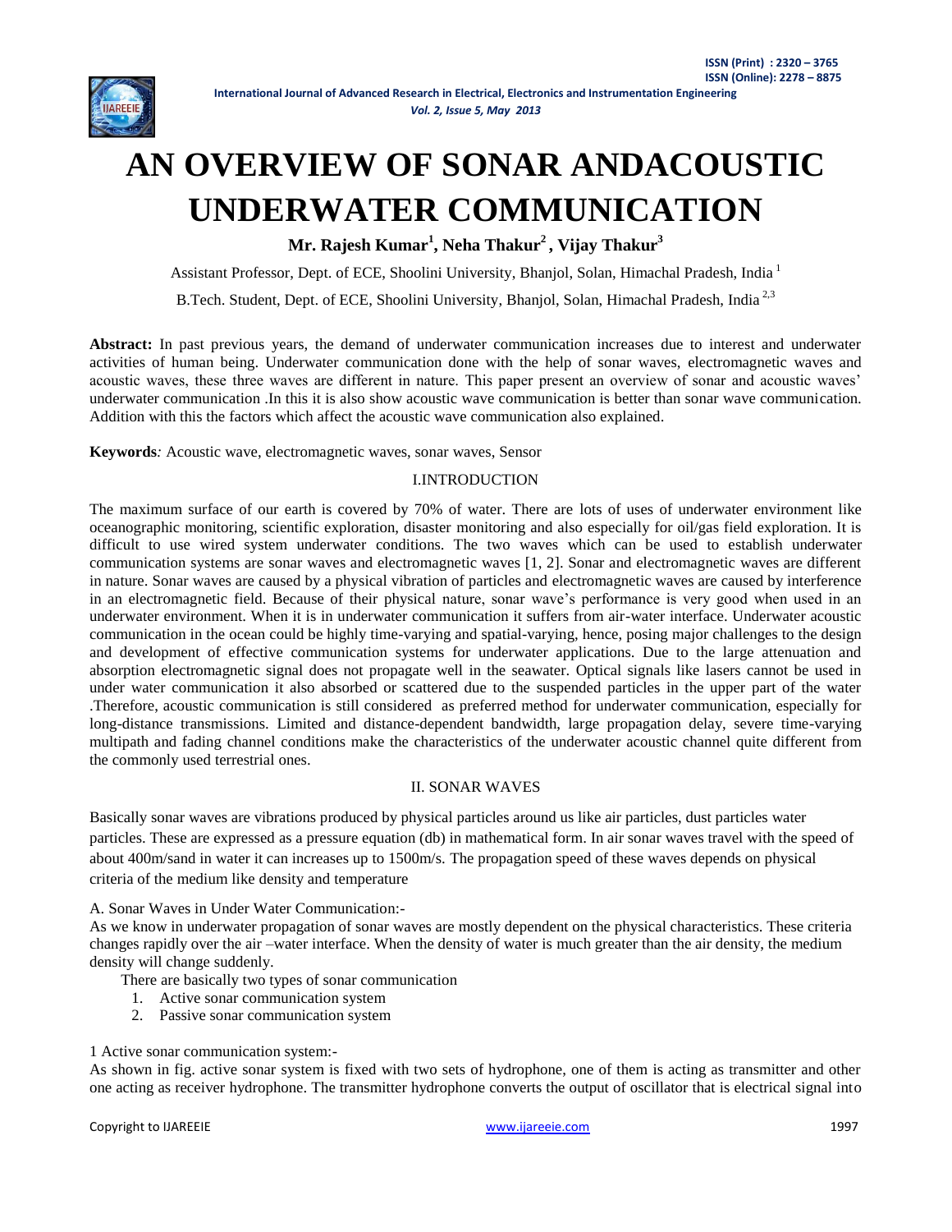# AN OVERVIEW OF SONAR ANDACOUSTIC UNDERWATER COMMUNICATION

**Mr. Rajesh Kumar[1], Neha Thakur[2] , Vijay Thakur[3]**

Assistant Professor, Dept. of ECE, Shoolini University, Bhanjol, Solan, Himachal Pradesh, India [1]

B.Tech. Student, Dept. of ECE, Shoolini University, Bhanjol, Solan, Himachal Pradesh, India [2,3]

**Abstract:** In past previous years, the demand of underwater communication increases due to interest and underwater activities of human being. Underwater communication done with the help of sonar waves, electromagnetic waves and acoustic waves, these three waves are different in nature. This paper present an overview of sonar and acoustic waves' underwater communication .In this it is also show acoustic wave communication is better than sonar wave communication. Addition with this the factors which affect the acoustic wave communication also explained.

**Keywords***:* Acoustic wave, electromagnetic waves, sonar waves, Sensor

## I.INTRODUCTION

The maximum surface of our earth is covered by 70% of water. There are lots of uses of underwater environment like oceanographic monitoring, scientific exploration, disaster monitoring and also especially for oil/gas field exploration. It is difficult to use wired system underwater conditions. The two waves which can be used to establish underwater communication systems are sonar waves and electromagnetic waves [1, 2]. Sonar and electromagnetic waves are different in nature. Sonar waves are caused by a physical vibration of particles and electromagnetic waves are caused by interference in an electromagnetic field. Because of their physical nature, sonar wave's performance is very good when used in an underwater environment. When it is in underwater communication it suffers from air-water interface. Underwater acoustic communication in the ocean could be highly time-varying and spatial-varying, hence, posing major challenges to the design and development of effective communication systems for underwater applications. Due to the large attenuation and absorption electromagnetic signal does not propagate well in the seawater. Optical signals like lasers cannot be used in under water communication it also absorbed or scattered due to the suspended particles in the upper part of the water .Therefore, acoustic communication is still considered as preferred method for underwater communication, especially for long-distance transmissions. Limited and distance-dependent bandwidth, large propagation delay, severe time-varying multipath and fading channel conditions make the characteristics of the underwater acoustic channel quite different from the commonly used terrestrial ones.

## II. SONAR WAVES

Basically sonar waves are vibrations produced by physical particles around us like air particles, dust particles water particles. These are expressed as a pressure equation (db) in mathematical form. In air sonar waves travel with the speed of about 400m/sand in water it can increases up to 1500m/s. The propagation speed of these waves depends on physical criteria of the medium like density and temperature

A. Sonar Waves in Under Water Communication:-

As we know in underwater propagation of sonar waves are mostly dependent on the physical characteristics. These criteria changes rapidly over the air –water interface. When the density of water is much greater than the air density, the medium density will change suddenly.

There are basically two types of sonar communication

1. Active sonar communication system
2. Passive sonar communication system

1 Active sonar communication system:-

As shown in fig. active sonar system is fixed with two sets of hydrophone, one of them is acting as transmitter and other one acting as receiver hydrophone. The transmitter hydrophone converts the output of oscillator that is electrical signal into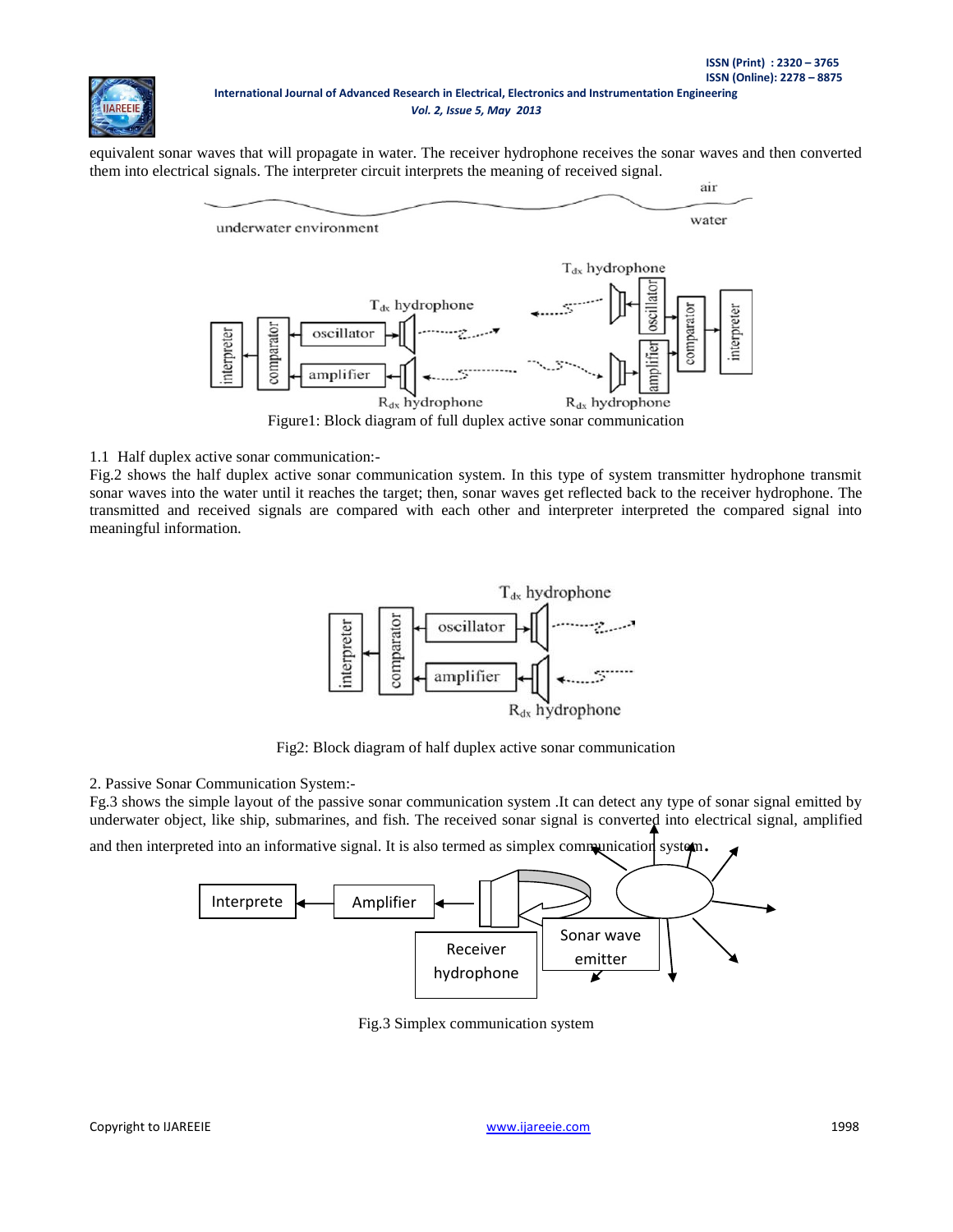equivalent sonar waves that will propagate in water. The receiver hydrophone receives the sonar waves and then converted them into electrical signals. The interpreter circuit interprets the meaning of received signal.

Figure1: Block diagram of full duplex active sonar communication

1.1 Half duplex active sonar communication:-

Fig.2 shows the half duplex active sonar communication system. In this type of system transmitter hydrophone transmit sonar waves into the water until it reaches the target; then, sonar waves get reflected back to the receiver hydrophone. The transmitted and received signals are compared with each other and interpreter interpreted the compared signal into meaningful information.

Fig2: Block diagram of half duplex active sonar communication

2. Passive Sonar Communication System:-

Fg.3 shows the simple layout of the passive sonar communication system .It can detect any type of sonar signal emitted by underwater object, like ship, submarines, and fish. The received sonar signal is converted into electrical signal, amplified and then interpreted into an informative signal. It is also termed as simplex communication system.

Fig.3 Simplex communication system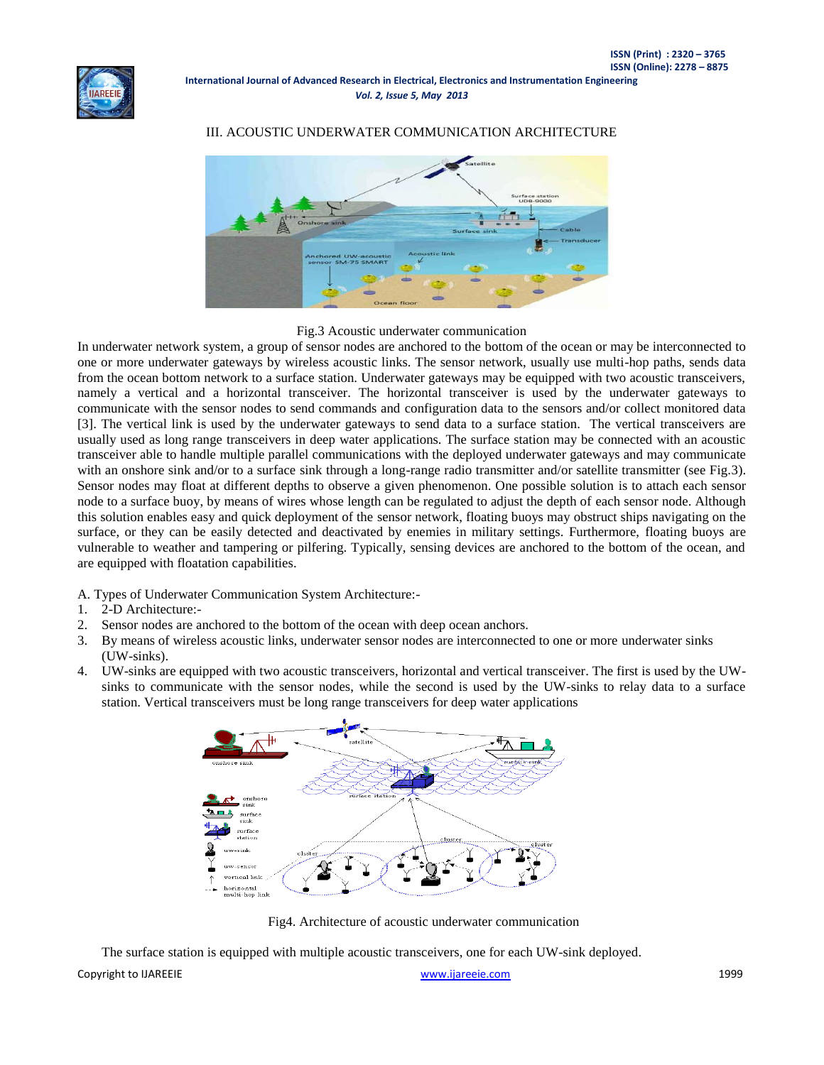## III. ACOUSTIC UNDERWATER COMMUNICATION ARCHITECTURE

Fig.3 Acoustic underwater communication

In underwater network system, a group of sensor nodes are anchored to the bottom of the ocean or may be interconnected to one or more underwater gateways by wireless acoustic links. The sensor network, usually use multi-hop paths, sends data from the ocean bottom network to a surface station. Underwater gateways may be equipped with two acoustic transceivers, namely a vertical and a horizontal transceiver. The horizontal transceiver is used by the underwater gateways to communicate with the sensor nodes to send commands and configuration data to the sensors and/or collect monitored data [3]. The vertical link is used by the underwater gateways to send data to a surface station. The vertical transceivers are usually used as long range transceivers in deep water applications. The surface station may be connected with an acoustic transceiver able to handle multiple parallel communications with the deployed underwater gateways and may communicate with an onshore sink and/or to a surface sink through a long-range radio transmitter and/or satellite transmitter (see Fig.3). Sensor nodes may float at different depths to observe a given phenomenon. One possible solution is to attach each sensor node to a surface buoy, by means of wires whose length can be regulated to adjust the depth of each sensor node. Although this solution enables easy and quick deployment of the sensor network, floating buoys may obstruct ships navigating on the surface, or they can be easily detected and deactivated by enemies in military settings. Furthermore, floating buoys are vulnerable to weather and tampering or pilfering. Typically, sensing devices are anchored to the bottom of the ocean, and are equipped with floatation capabilities.

A. Types of Underwater Communication System Architecture:-

1. 2-D Architecture:-
2. Sensor nodes are anchored to the bottom of the ocean with deep ocean anchors.
3. By means of wireless acoustic links, underwater sensor nodes are interconnected to one or more underwater sinks (UW-sinks).
4. UW-sinks are equipped with two acoustic transceivers, horizontal and vertical transceiver. The first is used by the UW-sinks to communicate with the sensor nodes, while the second is used by the UW-sinks to relay data to a surface station. Vertical transceivers must be long range transceivers for deep water applications

Fig4. Architecture of acoustic underwater communication

The surface station is equipped with multiple acoustic transceivers, one for each UW-sink deployed.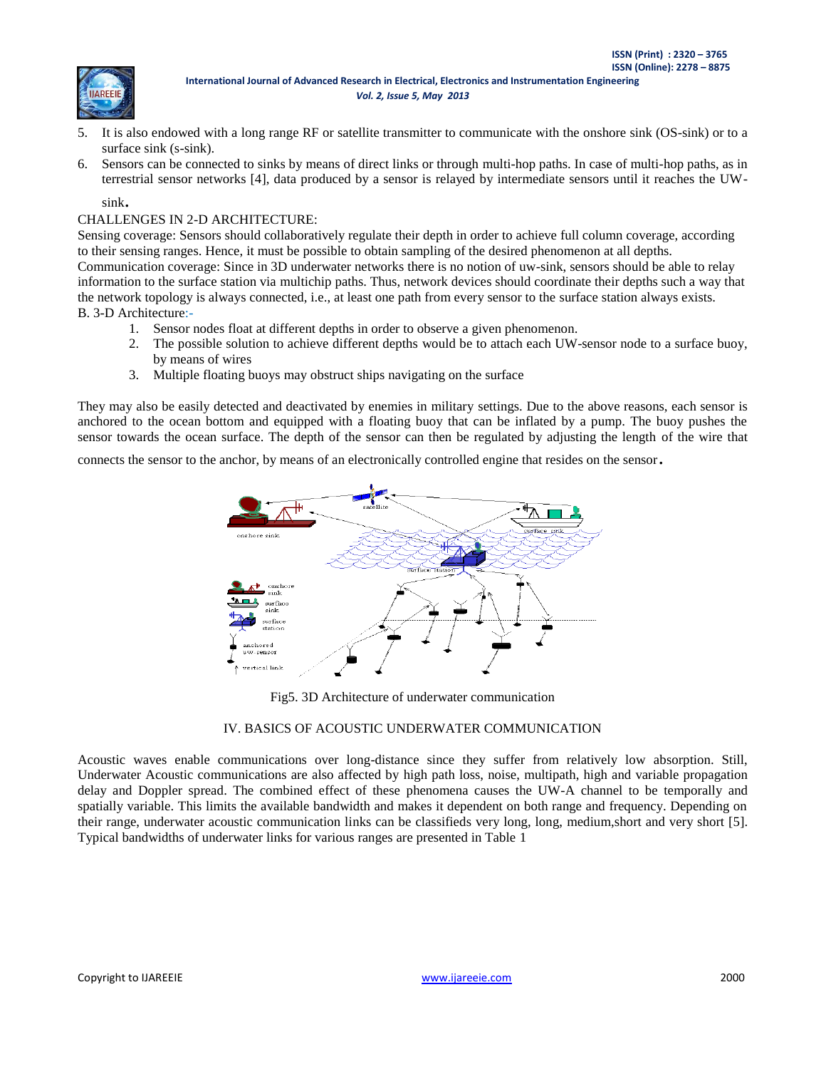5. It is also endowed with a long range RF or satellite transmitter to communicate with the onshore sink (OS-sink) or to a surface sink (s-sink).
6. Sensors can be connected to sinks by means of direct links or through multi-hop paths. In case of multi-hop paths, as in terrestrial sensor networks [4], data produced by a sensor is relayed by intermediate sensors until it reaches the UW-sink.

CHALLENGES IN 2-D ARCHITECTURE:

Sensing coverage: Sensors should collaboratively regulate their depth in order to achieve full column coverage, according to their sensing ranges. Hence, it must be possible to obtain sampling of the desired phenomenon at all depths.

Communication coverage: Since in 3D underwater networks there is no notion of uw-sink, sensors should be able to relay information to the surface station via multichip paths. Thus, network devices should coordinate their depths such a way that the network topology is always connected, i.e., at least one path from every sensor to the surface station always exists.

B. 3-D Architecture:-

1. Sensor nodes float at different depths in order to observe a given phenomenon.
2. The possible solution to achieve different depths would be to attach each UW-sensor node to a surface buoy, by means of wires
3. Multiple floating buoys may obstruct ships navigating on the surface

They may also be easily detected and deactivated by enemies in military settings. Due to the above reasons, each sensor is anchored to the ocean bottom and equipped with a floating buoy that can be inflated by a pump. The buoy pushes the sensor towards the ocean surface. The depth of the sensor can then be regulated by adjusting the length of the wire that connects the sensor to the anchor, by means of an electronically controlled engine that resides on the sensor.

Fig5. 3D Architecture of underwater communication

## IV. BASICS OF ACOUSTIC UNDERWATER COMMUNICATION

Acoustic waves enable communications over long-distance since they suffer from relatively low absorption. Still, Underwater Acoustic communications are also affected by high path loss, noise, multipath, high and variable propagation delay and Doppler spread. The combined effect of these phenomena causes the UW-A channel to be temporally and spatially variable. This limits the available bandwidth and makes it dependent on both range and frequency. Depending on their range, underwater acoustic communication links can be classifieds very long, long, medium,short and very short [5]. Typical bandwidths of underwater links for various ranges are presented in Table 1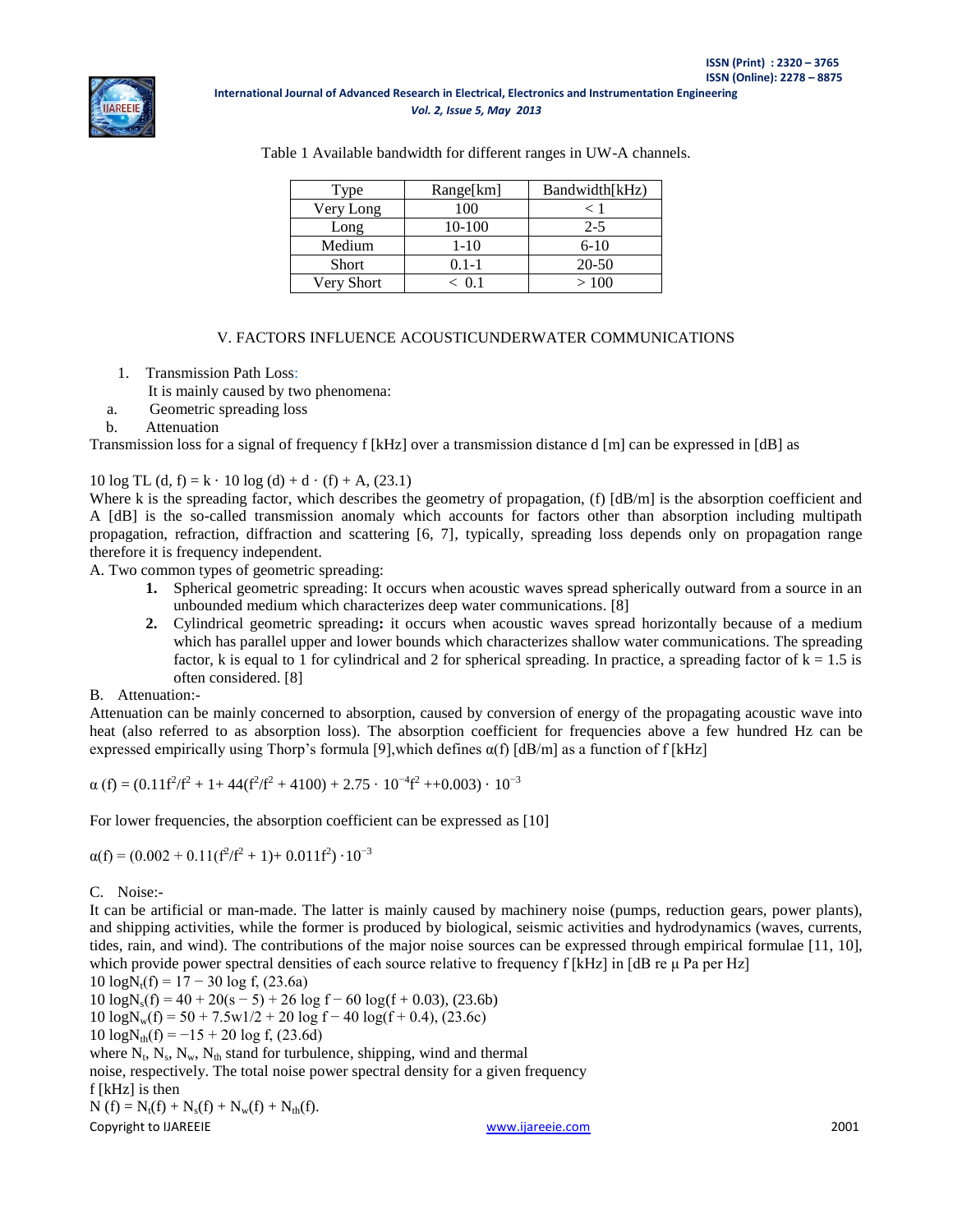Table 1 Available bandwidth for different ranges in UW-A channels.

| Type | Range[km] | Bandwidth[kHz] |
|---|---|---|
| Very Long | 100 | < 1 |
| Long | 10-100 | 2-5 |
| Medium | 1-10 | 6-10 |
| Short | 0.1-1 | 20-50 |
| Very Short | < 0.1 | > 100 |

## V. FACTORS INFLUENCE ACOUSTICUNDERWATER COMMUNICATIONS

1. Transmission Path Loss:
   It is mainly caused by two phenomena:
   a. Geometric spreading loss
   b. Attenuation

Transmission loss for a signal of frequency f [kHz] over a transmission distance d [m] can be expressed in [dB] as

$$10 \log TL (d, f) = k \cdot 10 \log (d) + d \cdot (f) + A, \quad (23.1)$$

Where k is the spreading factor, which describes the geometry of propagation, (f) [dB/m] is the absorption coefficient and A [dB] is the so-called transmission anomaly which accounts for factors other than absorption including multipath propagation, refraction, diffraction and scattering [6, 7], typically, spreading loss depends only on propagation range therefore it is frequency independent.

A. Two common types of geometric spreading:

1. **Spherical** geometric spreading: It occurs when acoustic waves spread spherically outward from a source in an unbounded medium which characterizes deep water communications. [8]
2. **Cylindrical** geometric spreading**:** it occurs when acoustic waves spread horizontally because of a medium which has parallel upper and lower bounds which characterizes shallow water communications. The spreading factor, k is equal to 1 for cylindrical and 2 for spherical spreading. In practice, a spreading factor of k = 1.5 is often considered. [8]

B. Attenuation:-

Attenuation can be mainly concerned to absorption, caused by conversion of energy of the propagating acoustic wave into heat (also referred to as absorption loss). The absorption coefficient for frequencies above a few hundred Hz can be expressed empirically using Thorp's formula [9],which defines α(f) [dB/m] as a function of f [kHz]

$$\alpha (f) = (0.11f^2/f^2 + 1 + 44(f^2/f^2 + 4100) + 2.75 \cdot 10^{-4}f^2 + +0.003) \cdot 10^{-3}$$

For lower frequencies, the absorption coefficient can be expressed as [10]

$$\alpha(f) = (0.002 + 0.11(f^2/f^2 + 1) + 0.011f^2) \cdot 10^{-3}$$

C. Noise:-

It can be artificial or man-made. The latter is mainly caused by machinery noise (pumps, reduction gears, power plants), and shipping activities, while the former is produced by biological, seismic activities and hydrodynamics (waves, currents, tides, rain, and wind). The contributions of the major noise sources can be expressed through empirical formulae [11, 10], which provide power spectral densities of each source relative to frequency f [kHz] in [dB re μ Pa per Hz]

$10 \log N_t(f) = 17 - 30 \log f$, (23.6a)

$10 \log N_s(f) = 40 + 20(s - 5) + 26 \log f - 60 \log(f + 0.03)$, (23.6b)

$10 \log N_w(f) = 50 + 7.5w1/2 + 20 \log f - 40 \log(f + 0.4)$, (23.6c)

$10 \log N_{th}(f) = -15 + 20 \log f$, (23.6d)

where $N_t$, $N_s$, $N_w$, $N_{th}$ stand for turbulence, shipping, wind and thermal noise, respectively. The total noise power spectral density for a given frequency f [kHz] is then

$N (f) = N_t(f) + N_s(f) + N_w(f) + N_{th}(f)$.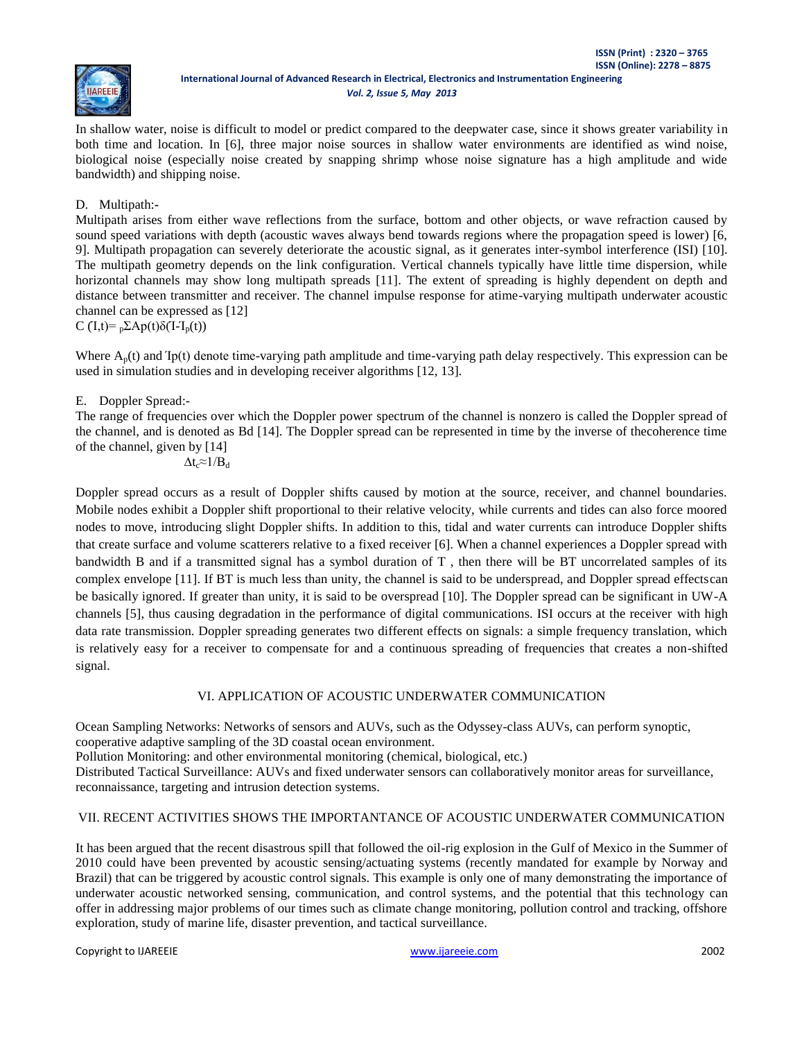In shallow water, noise is difficult to model or predict compared to the deepwater case, since it shows greater variability in both time and location. In [6], three major noise sources in shallow water environments are identified as wind noise, biological noise (especially noise created by snapping shrimp whose noise signature has a high amplitude and wide bandwidth) and shipping noise.

D. Multipath:-

Multipath arises from either wave reflections from the surface, bottom and other objects, or wave refraction caused by sound speed variations with depth (acoustic waves always bend towards regions where the propagation speed is lower) [6, 9]. Multipath propagation can severely deteriorate the acoustic signal, as it generates inter-symbol interference (ISI) [10]. The multipath geometry depends on the link configuration. Vertical channels typically have little time dispersion, while horizontal channels may show long multipath spreads [11]. The extent of spreading is highly dependent on depth and distance between transmitter and receiver. The channel impulse response for atime-varying multipath underwater acoustic channel can be expressed as [12]

$$C(\tau,t) = \sum_p A_p(t)\delta(\tau - \tau_p(t))$$

Where $A_p(t)$ and $\tau_p(t)$ denote time-varying path amplitude and time-varying path delay respectively. This expression can be used in simulation studies and in developing receiver algorithms [12, 13].

E. Doppler Spread:-

The range of frequencies over which the Doppler power spectrum of the channel is nonzero is called the Doppler spread of the channel, and is denoted as Bd [14]. The Doppler spread can be represented in time by the inverse of thecoherence time of the channel, given by [14]

$$\Delta t_c \approx 1/B_d$$

Doppler spread occurs as a result of Doppler shifts caused by motion at the source, receiver, and channel boundaries. Mobile nodes exhibit a Doppler shift proportional to their relative velocity, while currents and tides can also force moored nodes to move, introducing slight Doppler shifts. In addition to this, tidal and water currents can introduce Doppler shifts that create surface and volume scatterers relative to a fixed receiver [6]. When a channel experiences a Doppler spread with bandwidth B and if a transmitted signal has a symbol duration of T , then there will be BT uncorrelated samples of its complex envelope [11]. If BT is much less than unity, the channel is said to be underspread, and Doppler spread effectscan be basically ignored. If greater than unity, it is said to be overspread [10]. The Doppler spread can be significant in UW-A channels [5], thus causing degradation in the performance of digital communications. ISI occurs at the receiver with high data rate transmission. Doppler spreading generates two different effects on signals: a simple frequency translation, which is relatively easy for a receiver to compensate for and a continuous spreading of frequencies that creates a non-shifted signal.

## VI. APPLICATION OF ACOUSTIC UNDERWATER COMMUNICATION

Ocean Sampling Networks: Networks of sensors and AUVs, such as the Odyssey-class AUVs, can perform synoptic, cooperative adaptive sampling of the 3D coastal ocean environment.

Pollution Monitoring: and other environmental monitoring (chemical, biological, etc.)

Distributed Tactical Surveillance: AUVs and fixed underwater sensors can collaboratively monitor areas for surveillance, reconnaissance, targeting and intrusion detection systems.

## VII. RECENT ACTIVITIES SHOWS THE IMPORTANTANCE OF ACOUSTIC UNDERWATER COMMUNICATION

It has been argued that the recent disastrous spill that followed the oil-rig explosion in the Gulf of Mexico in the Summer of 2010 could have been prevented by acoustic sensing/actuating systems (recently mandated for example by Norway and Brazil) that can be triggered by acoustic control signals. This example is only one of many demonstrating the importance of underwater acoustic networked sensing, communication, and control systems, and the potential that this technology can offer in addressing major problems of our times such as climate change monitoring, pollution control and tracking, offshore exploration, study of marine life, disaster prevention, and tactical surveillance.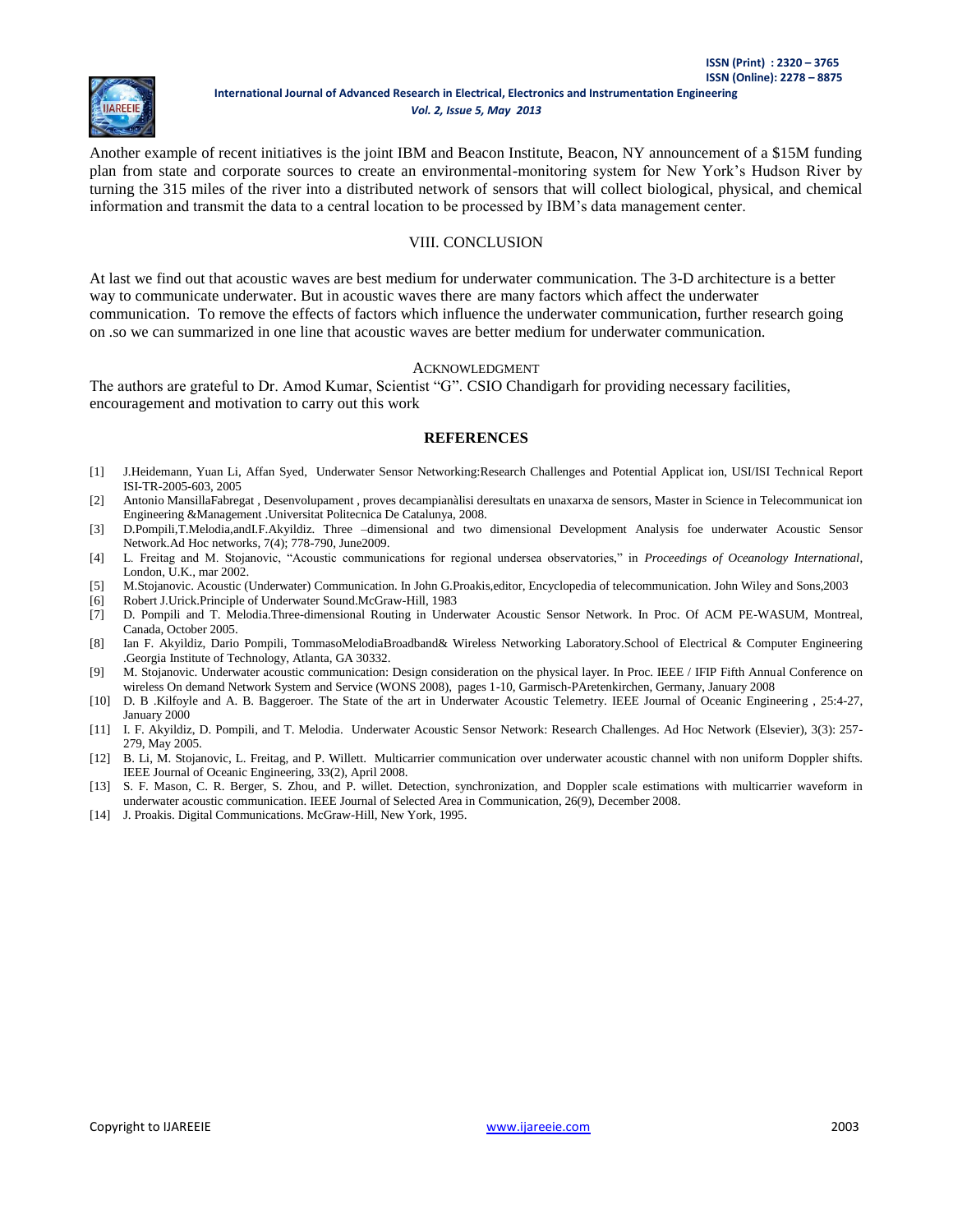Another example of recent initiatives is the joint IBM and Beacon Institute, Beacon, NY announcement of a $15M funding plan from state and corporate sources to create an environmental-monitoring system for New York's Hudson River by turning the 315 miles of the river into a distributed network of sensors that will collect biological, physical, and chemical information and transmit the data to a central location to be processed by IBM's data management center.

## VIII. CONCLUSION

At last we find out that acoustic waves are best medium for underwater communication. The 3-D architecture is a better way to communicate underwater. But in acoustic waves there are many factors which affect the underwater communication. To remove the effects of factors which influence the underwater communication, further research going on .so we can summarized in one line that acoustic waves are better medium for underwater communication.

## ACKNOWLEDGMENT

The authors are grateful to Dr. Amod Kumar, Scientist "G". CSIO Chandigarh for providing necessary facilities, encouragement and motivation to carry out this work

## REFERENCES

[1] J.Heidemann, Yuan Li, Affan Syed, Underwater Sensor Networking:Research Challenges and Potential Applicat ion, USI/ISI Technical Report ISI-TR-2005-603, 2005

[2] Antonio MansillaFabregat , Desenvolupament , proves decampianàlisi deresultats en unaxarxa de sensors, Master in Science in Telecommunicat ion Engineering &Management .Universitat Politecnica De Catalunya, 2008.

[3] D.Pompili,T.Melodia,andI.F.Akyildiz. Three –dimensional and two dimensional Development Analysis foe underwater Acoustic Sensor Network.Ad Hoc networks, 7(4); 778-790, June2009.

[4] L. Freitag and M. Stojanovic, "Acoustic communications for regional undersea observatories," in *Proceedings of Oceanology International*, London, U.K., mar 2002.

[5] M.Stojanovic. Acoustic (Underwater) Communication. In John G.Proakis,editor, Encyclopedia of telecommunication. John Wiley and Sons,2003

[6] Robert J.Urick.Principle of Underwater Sound.McGraw-Hill, 1983

[7] D. Pompili and T. Melodia.Three-dimensional Routing in Underwater Acoustic Sensor Network. In Proc. Of ACM PE-WASUM, Montreal, Canada, October 2005.

[8] Ian F. Akyildiz, Dario Pompili, TommasoMelodiaBroadband& Wireless Networking Laboratory.School of Electrical & Computer Engineering .Georgia Institute of Technology, Atlanta, GA 30332.

[9] M. Stojanovic. Underwater acoustic communication: Design consideration on the physical layer. In Proc. IEEE / IFIP Fifth Annual Conference on wireless On demand Network System and Service (WONS 2008), pages 1-10, Garmisch-PAretenkirchen, Germany, January 2008

[10] D. B .Kilfoyle and A. B. Baggeroer. The State of the art in Underwater Acoustic Telemetry. IEEE Journal of Oceanic Engineering , 25:4-27, January 2000

[11] I. F. Akyildiz, D. Pompili, and T. Melodia. Underwater Acoustic Sensor Network: Research Challenges. Ad Hoc Network (Elsevier), 3(3): 257-279, May 2005.

[12] B. Li, M. Stojanovic, L. Freitag, and P. Willett. Multicarrier communication over underwater acoustic channel with non uniform Doppler shifts. IEEE Journal of Oceanic Engineering, 33(2), April 2008.

[13] S. F. Mason, C. R. Berger, S. Zhou, and P. willet. Detection, synchronization, and Doppler scale estimations with multicarrier waveform in underwater acoustic communication. IEEE Journal of Selected Area in Communication, 26(9), December 2008.

[14] J. Proakis. Digital Communications. McGraw-Hill, New York, 1995.